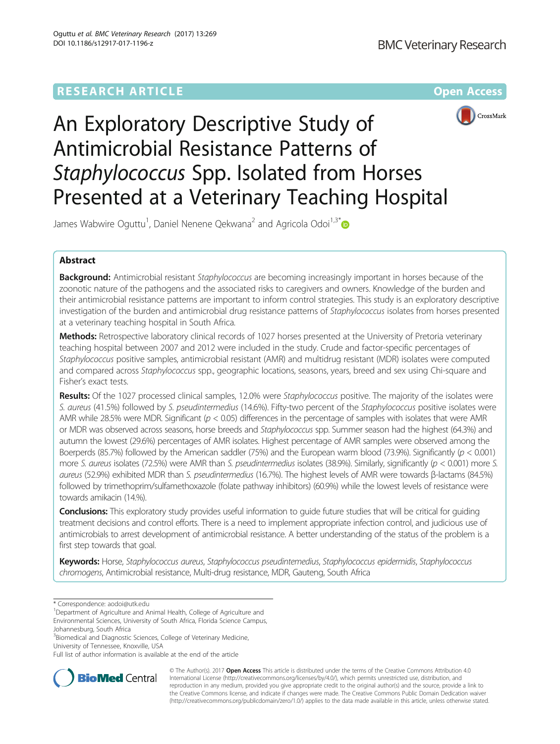RESEARCH ARTICLE

Open Access

# An Exploratory Descriptive Study of Antimicrobial Resistance Patterns of *Staphylococcus* Spp. Isolated from Horses Presented at a Veterinary Teaching Hospital

James Wabwire Oguttu[1], Daniel Nenene Qekwana[2] and Agricola Odoi[1,3*]

## Abstract

**Background:** Antimicrobial resistant *Staphylococcus* are becoming increasingly important in horses because of the zoonotic nature of the pathogens and the associated risks to caregivers and owners. Knowledge of the burden and their antimicrobial resistance patterns are important to inform control strategies. This study is an exploratory descriptive investigation of the burden and antimicrobial drug resistance patterns of *Staphylococcus* isolates from horses presented at a veterinary teaching hospital in South Africa.

**Methods:** Retrospective laboratory clinical records of 1027 horses presented at the University of Pretoria veterinary teaching hospital between 2007 and 2012 were included in the study. Crude and factor-specific percentages of *Staphylococcus* positive samples, antimicrobial resistant (AMR) and multidrug resistant (MDR) isolates were computed and compared across *Staphylococcus* spp., geographic locations, seasons, years, breed and sex using Chi-square and Fisher's exact tests.

**Results:** Of the 1027 processed clinical samples, 12.0% were *Staphylococcus* positive. The majority of the isolates were *S. aureus* (41.5%) followed by *S. pseudintermedius* (14.6%). Fifty-two percent of the *Staphylococcus* positive isolates were AMR while 28.5% were MDR. Significant ($p < 0.05$) differences in the percentage of samples with isolates that were AMR or MDR was observed across seasons, horse breeds and *Staphylococcus* spp. Summer season had the highest (64.3%) and autumn the lowest (29.6%) percentages of AMR isolates. Highest percentage of AMR samples were observed among the Boerperds (85.7%) followed by the American saddler (75%) and the European warm blood (73.9%). Significantly ($p < 0.001$) more *S. aureus* isolates (72.5%) were AMR than *S. pseudintermedius* isolates (38.9%). Similarly, significantly ($p < 0.001$) more *S. aureus* (52.9%) exhibited MDR than *S. pseudintermedius* (16.7%). The highest levels of AMR were towards β-lactams (84.5%) followed by trimethoprim/sulfamethoxazole (folate pathway inhibitors) (60.9%) while the lowest levels of resistance were towards amikacin (14.%).

**Conclusions:** This exploratory study provides useful information to guide future studies that will be critical for guiding treatment decisions and control efforts. There is a need to implement appropriate infection control, and judicious use of antimicrobials to arrest development of antimicrobial resistance. A better understanding of the status of the problem is a first step towards that goal.

**Keywords:** Horse, *Staphylococcus aureus*, *Staphylococcus pseudintemedius*, *Staphylococcus epidermidis*, *Staphylococcus chromogens*, Antimicrobial resistance, Multi-drug resistance, MDR, Gauteng, South Africa

\* Correspondence: aodoi@utk.edu

[1]Department of Agriculture and Animal Health, College of Agriculture and Environmental Sciences, University of South Africa, Florida Science Campus, Johannesburg, South Africa

[3]Biomedical and Diagnostic Sciences, College of Veterinary Medicine, University of Tennessee, Knoxville, USA

Full list of author information is available at the end of the article

© The Author(s). 2017 **Open Access** This article is distributed under the terms of the Creative Commons Attribution 4.0 International License (http://creativecommons.org/licenses/by/4.0/), which permits unrestricted use, distribution, and reproduction in any medium, provided you give appropriate credit to the original author(s) and the source, provide a link to the Creative Commons license, and indicate if changes were made. The Creative Commons Public Domain Dedication waiver (http://creativecommons.org/publicdomain/zero/1.0/) applies to the data made available in this article, unless otherwise stated.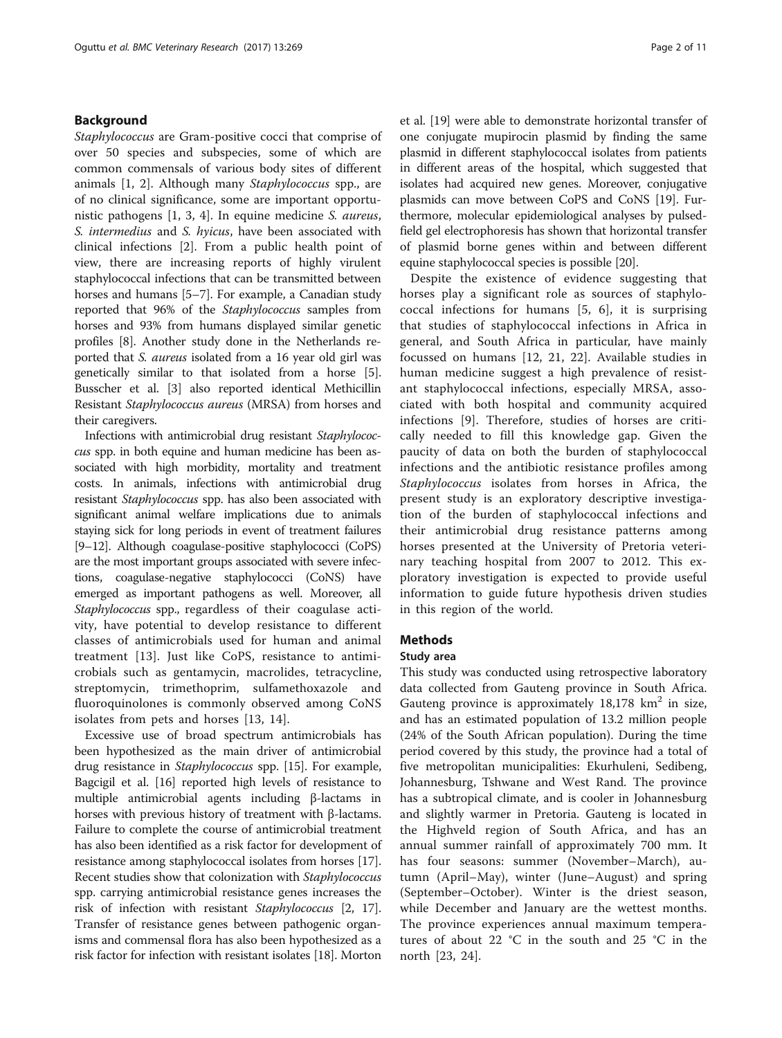## Background

*Staphylococcus* are Gram-positive cocci that comprise of over 50 species and subspecies, some of which are common commensals of various body sites of different animals [1, 2]. Although many *Staphylococcus* spp., are of no clinical significance, some are important opportunistic pathogens [1, 3, 4]. In equine medicine *S. aureus*, *S. intermedius* and *S. hyicus*, have been associated with clinical infections [2]. From a public health point of view, there are increasing reports of highly virulent staphylococcal infections that can be transmitted between horses and humans [5–7]. For example, a Canadian study reported that 96% of the *Staphylococcus* samples from horses and 93% from humans displayed similar genetic profiles [8]. Another study done in the Netherlands reported that *S. aureus* isolated from a 16 year old girl was genetically similar to that isolated from a horse [5]. Busscher et al. [3] also reported identical Methicillin Resistant *Staphylococcus aureus* (MRSA) from horses and their caregivers.

Infections with antimicrobial drug resistant *Staphylococcus* spp. in both equine and human medicine has been associated with high morbidity, mortality and treatment costs. In animals, infections with antimicrobial drug resistant *Staphylococcus* spp. has also been associated with significant animal welfare implications due to animals staying sick for long periods in event of treatment failures [9–12]. Although coagulase-positive staphylococci (CoPS) are the most important groups associated with severe infections, coagulase-negative staphylococci (CoNS) have emerged as important pathogens as well. Moreover, all *Staphylococcus* spp., regardless of their coagulase activity, have potential to develop resistance to different classes of antimicrobials used for human and animal treatment [13]. Just like CoPS, resistance to antimicrobials such as gentamycin, macrolides, tetracycline, streptomycin, trimethoprim, sulfamethoxazole and fluoroquinolones is commonly observed among CoNS isolates from pets and horses [13, 14].

Excessive use of broad spectrum antimicrobials has been hypothesized as the main driver of antimicrobial drug resistance in *Staphylococcus* spp. [15]. For example, Bagcigil et al. [16] reported high levels of resistance to multiple antimicrobial agents including β-lactams in horses with previous history of treatment with β-lactams. Failure to complete the course of antimicrobial treatment has also been identified as a risk factor for development of resistance among staphylococcal isolates from horses [17]. Recent studies show that colonization with *Staphylococcus* spp. carrying antimicrobial resistance genes increases the risk of infection with resistant *Staphylococcus* [2, 17]. Transfer of resistance genes between pathogenic organisms and commensal flora has also been hypothesized as a risk factor for infection with resistant isolates [18]. Morton et al. [19] were able to demonstrate horizontal transfer of one conjugate mupirocin plasmid by finding the same plasmid in different staphylococcal isolates from patients in different areas of the hospital, which suggested that isolates had acquired new genes. Moreover, conjugative plasmids can move between CoPS and CoNS [19]. Furthermore, molecular epidemiological analyses by pulsed-field gel electrophoresis has shown that horizontal transfer of plasmid borne genes within and between different equine staphylococcal species is possible [20].

Despite the existence of evidence suggesting that horses play a significant role as sources of staphylococcal infections for humans [5, 6], it is surprising that studies of staphylococcal infections in Africa in general, and South Africa in particular, have mainly focussed on humans [12, 21, 22]. Available studies in human medicine suggest a high prevalence of resistant staphylococcal infections, especially MRSA, associated with both hospital and community acquired infections [9]. Therefore, studies of horses are critically needed to fill this knowledge gap. Given the paucity of data on both the burden of staphylococcal infections and the antibiotic resistance profiles among *Staphylococcus* isolates from horses in Africa, the present study is an exploratory descriptive investigation of the burden of staphylococcal infections and their antimicrobial drug resistance patterns among horses presented at the University of Pretoria veterinary teaching hospital from 2007 to 2012. This exploratory investigation is expected to provide useful information to guide future hypothesis driven studies in this region of the world.

## Methods

### Study area

This study was conducted using retrospective laboratory data collected from Gauteng province in South Africa. Gauteng province is approximately 18,178 km$^2$ in size, and has an estimated population of 13.2 million people (24% of the South African population). During the time period covered by this study, the province had a total of five metropolitan municipalities: Ekurhuleni, Sedibeng, Johannesburg, Tshwane and West Rand. The province has a subtropical climate, and is cooler in Johannesburg and slightly warmer in Pretoria. Gauteng is located in the Highveld region of South Africa, and has an annual summer rainfall of approximately 700 mm. It has four seasons: summer (November–March), autumn (April–May), winter (June–August) and spring (September–October). Winter is the driest season, while December and January are the wettest months. The province experiences annual maximum temperatures of about 22 °C in the south and 25 °C in the north [23, 24].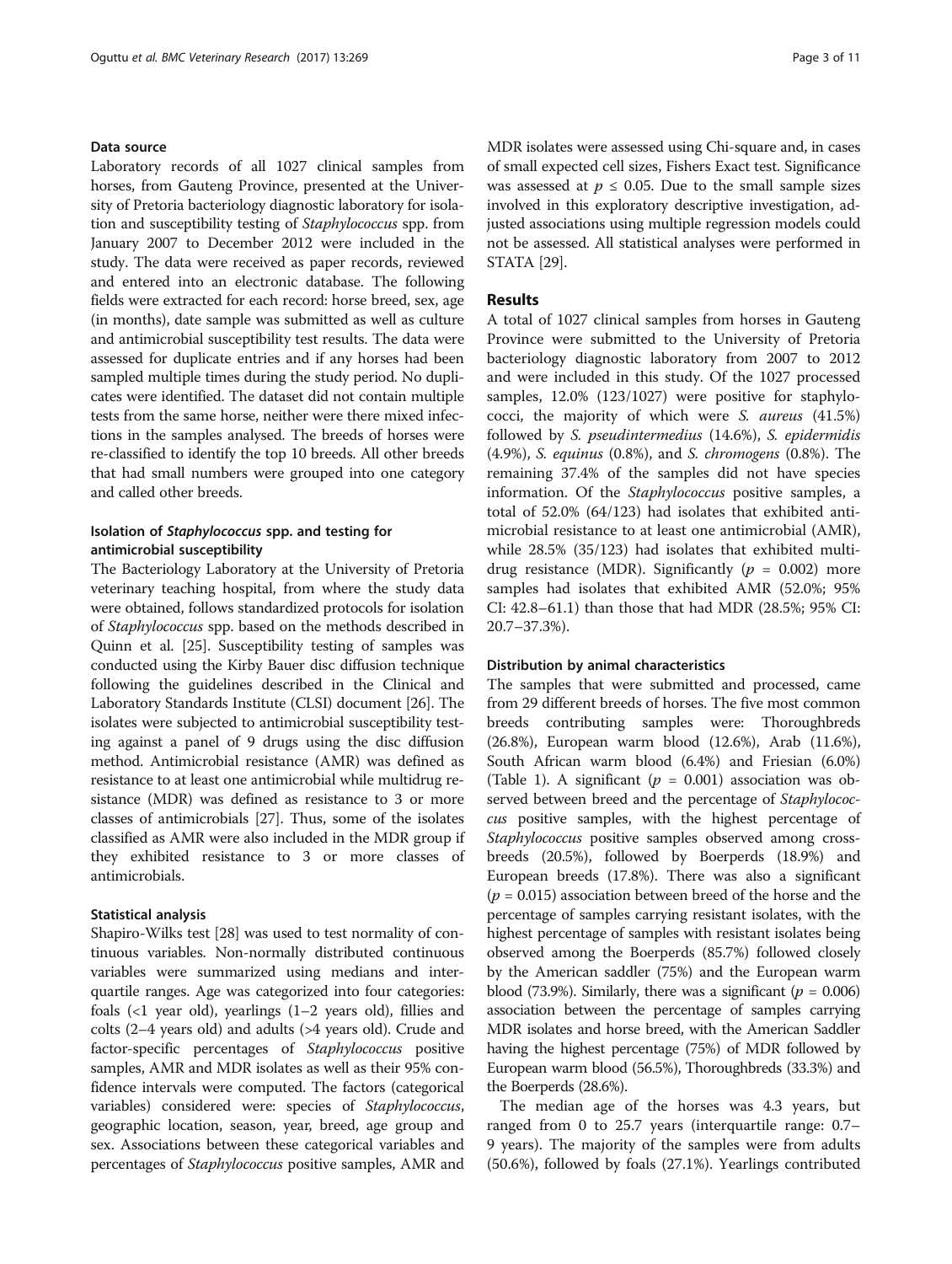### Data source

Laboratory records of all 1027 clinical samples from horses, from Gauteng Province, presented at the University of Pretoria bacteriology diagnostic laboratory for isolation and susceptibility testing of *Staphylococcus* spp. from January 2007 to December 2012 were included in the study. The data were received as paper records, reviewed and entered into an electronic database. The following fields were extracted for each record: horse breed, sex, age (in months), date sample was submitted as well as culture and antimicrobial susceptibility test results. The data were assessed for duplicate entries and if any horses had been sampled multiple times during the study period. No duplicates were identified. The dataset did not contain multiple tests from the same horse, neither were there mixed infections in the samples analysed. The breeds of horses were re-classified to identify the top 10 breeds. All other breeds that had small numbers were grouped into one category and called other breeds.

### Isolation of *Staphylococcus* spp. and testing for antimicrobial susceptibility

The Bacteriology Laboratory at the University of Pretoria veterinary teaching hospital, from where the study data were obtained, follows standardized protocols for isolation of *Staphylococcus* spp. based on the methods described in Quinn et al. [25]. Susceptibility testing of samples was conducted using the Kirby Bauer disc diffusion technique following the guidelines described in the Clinical and Laboratory Standards Institute (CLSI) document [26]. The isolates were subjected to antimicrobial susceptibility testing against a panel of 9 drugs using the disc diffusion method. Antimicrobial resistance (AMR) was defined as resistance to at least one antimicrobial while multidrug resistance (MDR) was defined as resistance to 3 or more classes of antimicrobials [27]. Thus, some of the isolates classified as AMR were also included in the MDR group if they exhibited resistance to 3 or more classes of antimicrobials.

### Statistical analysis

Shapiro-Wilks test [28] was used to test normality of continuous variables. Non-normally distributed continuous variables were summarized using medians and interquartile ranges. Age was categorized into four categories: foals (<1 year old), yearlings (1–2 years old), fillies and colts (2–4 years old) and adults (>4 years old). Crude and factor-specific percentages of *Staphylococcus* positive samples, AMR and MDR isolates as well as their 95% confidence intervals were computed. The factors (categorical variables) considered were: species of *Staphylococcus*, geographic location, season, year, breed, age group and sex. Associations between these categorical variables and percentages of *Staphylococcus* positive samples, AMR and MDR isolates were assessed using Chi-square and, in cases of small expected cell sizes, Fishers Exact test. Significance was assessed at $p \leq 0.05$. Due to the small sample sizes involved in this exploratory descriptive investigation, adjusted associations using multiple regression models could not be assessed. All statistical analyses were performed in STATA [29].

## Results

A total of 1027 clinical samples from horses in Gauteng Province were submitted to the University of Pretoria bacteriology diagnostic laboratory from 2007 to 2012 and were included in this study. Of the 1027 processed samples, 12.0% (123/1027) were positive for staphylococci, the majority of which were *S. aureus* (41.5%) followed by *S. pseudintermedius* (14.6%), *S. epidermidis* (4.9%), *S. equinus* (0.8%), and *S. chromogens* (0.8%). The remaining 37.4% of the samples did not have species information. Of the *Staphylococcus* positive samples, a total of 52.0% (64/123) had isolates that exhibited antimicrobial resistance to at least one antimicrobial (AMR), while 28.5% (35/123) had isolates that exhibited multidrug resistance (MDR). Significantly ($p = 0.002$) more samples had isolates that exhibited AMR (52.0%; 95% CI: 42.8–61.1) than those that had MDR (28.5%; 95% CI: 20.7–37.3%).

### Distribution by animal characteristics

The samples that were submitted and processed, came from 29 different breeds of horses. The five most common breeds contributing samples were: Thoroughbreds (26.8%), European warm blood (12.6%), Arab (11.6%), South African warm blood (6.4%) and Friesian (6.0%) (Table 1). A significant ($p = 0.001$) association was observed between breed and the percentage of *Staphylococcus* positive samples, with the highest percentage of *Staphylococcus* positive samples observed among crossbreeds (20.5%), followed by Boerperds (18.9%) and European breeds (17.8%). There was also a significant ($p = 0.015$) association between breed of the horse and the percentage of samples carrying resistant isolates, with the highest percentage of samples with resistant isolates being observed among the Boerperds (85.7%) followed closely by the American saddler (75%) and the European warm blood (73.9%). Similarly, there was a significant ($p = 0.006$) association between the percentage of samples carrying MDR isolates and horse breed, with the American Saddler having the highest percentage (75%) of MDR followed by European warm blood (56.5%), Thoroughbreds (33.3%) and the Boerperds (28.6%).

The median age of the horses was 4.3 years, but ranged from 0 to 25.7 years (interquartile range: 0.7–9 years). The majority of the samples were from adults (50.6%), followed by foals (27.1%). Yearlings contributed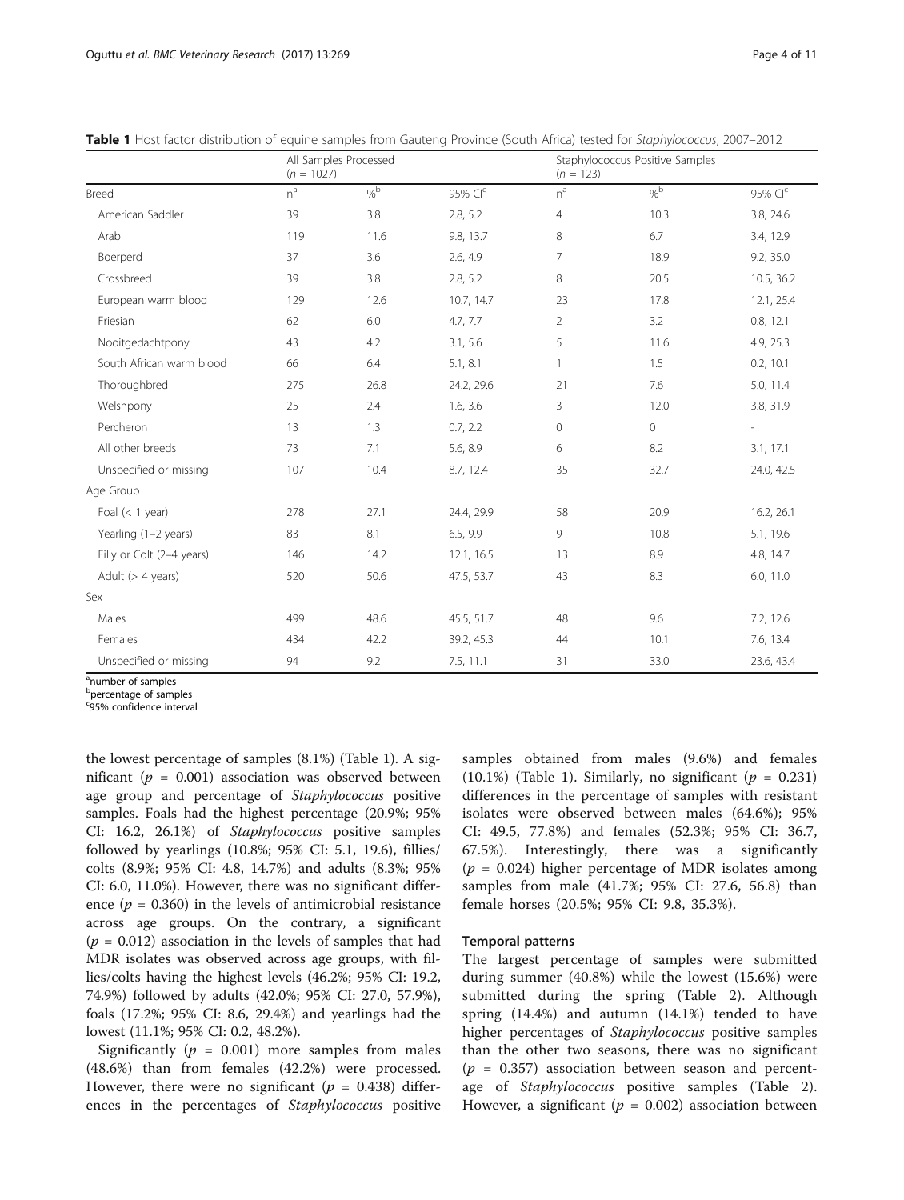**Table 1** Host factor distribution of equine samples from Gauteng Province (South Africa) tested for *Staphylococcus*, 2007–2012

| | All Samples Processed ($n$ = 1027) | | | Staphylococcus Positive Samples ($n$ = 123) | | |
|---|---|---|---|---|---|---|
| Breed | n[a] | %[b] | 95% CI[c] | n[a] | %[b] | 95% CI[c] |
| American Saddler | 39 | 3.8 | 2.8, 5.2 | 4 | 10.3 | 3.8, 24.6 |
| Arab | 119 | 11.6 | 9.8, 13.7 | 8 | 6.7 | 3.4, 12.9 |
| Boerperd | 37 | 3.6 | 2.6, 4.9 | 7 | 18.9 | 9.2, 35.0 |
| Crossbreed | 39 | 3.8 | 2.8, 5.2 | 8 | 20.5 | 10.5, 36.2 |
| European warm blood | 129 | 12.6 | 10.7, 14.7 | 23 | 17.8 | 12.1, 25.4 |
| Friesian | 62 | 6.0 | 4.7, 7.7 | 2 | 3.2 | 0.8, 12.1 |
| Nooitgedachtpony | 43 | 4.2 | 3.1, 5.6 | 5 | 11.6 | 4.9, 25.3 |
| South African warm blood | 66 | 6.4 | 5.1, 8.1 | 1 | 1.5 | 0.2, 10.1 |
| Thoroughbred | 275 | 26.8 | 24.2, 29.6 | 21 | 7.6 | 5.0, 11.4 |
| Welshpony | 25 | 2.4 | 1.6, 3.6 | 3 | 12.0 | 3.8, 31.9 |
| Percheron | 13 | 1.3 | 0.7, 2.2 | 0 | 0 | - |
| All other breeds | 73 | 7.1 | 5.6, 8.9 | 6 | 8.2 | 3.1, 17.1 |
| Unspecified or missing | 107 | 10.4 | 8.7, 12.4 | 35 | 32.7 | 24.0, 42.5 |
| Age Group | | | | | | |
| Foal (< 1 year) | 278 | 27.1 | 24.4, 29.9 | 58 | 20.9 | 16.2, 26.1 |
| Yearling (1–2 years) | 83 | 8.1 | 6.5, 9.9 | 9 | 10.8 | 5.1, 19.6 |
| Filly or Colt (2–4 years) | 146 | 14.2 | 12.1, 16.5 | 13 | 8.9 | 4.8, 14.7 |
| Adult (> 4 years) | 520 | 50.6 | 47.5, 53.7 | 43 | 8.3 | 6.0, 11.0 |
| Sex | | | | | | |
| Males | 499 | 48.6 | 45.5, 51.7 | 48 | 9.6 | 7.2, 12.6 |
| Females | 434 | 42.2 | 39.2, 45.3 | 44 | 10.1 | 7.6, 13.4 |
| Unspecified or missing | 94 | 9.2 | 7.5, 11.1 | 31 | 33.0 | 23.6, 43.4 |

[a]number of samples
[b]percentage of samples
[c]95% confidence interval

the lowest percentage of samples (8.1%) (Table 1). A significant ($p$ = 0.001) association was observed between age group and percentage of *Staphylococcus* positive samples. Foals had the highest percentage (20.9%; 95% CI: 16.2, 26.1%) of *Staphylococcus* positive samples followed by yearlings (10.8%; 95% CI: 5.1, 19.6), fillies/colts (8.9%; 95% CI: 4.8, 14.7%) and adults (8.3%; 95% CI: 6.0, 11.0%). However, there was no significant difference ($p$ = 0.360) in the levels of antimicrobial resistance across age groups. On the contrary, a significant ($p$ = 0.012) association in the levels of samples that had MDR isolates was observed across age groups, with fillies/colts having the highest levels (46.2%; 95% CI: 19.2, 74.9%) followed by adults (42.0%; 95% CI: 27.0, 57.9%), foals (17.2%; 95% CI: 8.6, 29.4%) and yearlings had the lowest (11.1%; 95% CI: 0.2, 48.2%).

Significantly ($p$ = 0.001) more samples from males (48.6%) than from females (42.2%) were processed. However, there were no significant ($p$ = 0.438) differences in the percentages of *Staphylococcus* positive samples obtained from males (9.6%) and females (10.1%) (Table 1). Similarly, no significant ($p$ = 0.231) differences in the percentage of samples with resistant isolates were observed between males (64.6%); 95% CI: 49.5, 77.8%) and females (52.3%; 95% CI: 36.7, 67.5%). Interestingly, there was a significantly ($p$ = 0.024) higher percentage of MDR isolates among samples from male (41.7%; 95% CI: 27.6, 56.8) than female horses (20.5%; 95% CI: 9.8, 35.3%).

### Temporal patterns

The largest percentage of samples were submitted during summer (40.8%) while the lowest (15.6%) were submitted during the spring (Table 2). Although spring (14.4%) and autumn (14.1%) tended to have higher percentages of *Staphylococcus* positive samples than the other two seasons, there was no significant ($p$ = 0.357) association between season and percentage of *Staphylococcus* positive samples (Table 2). However, a significant ($p$ = 0.002) association between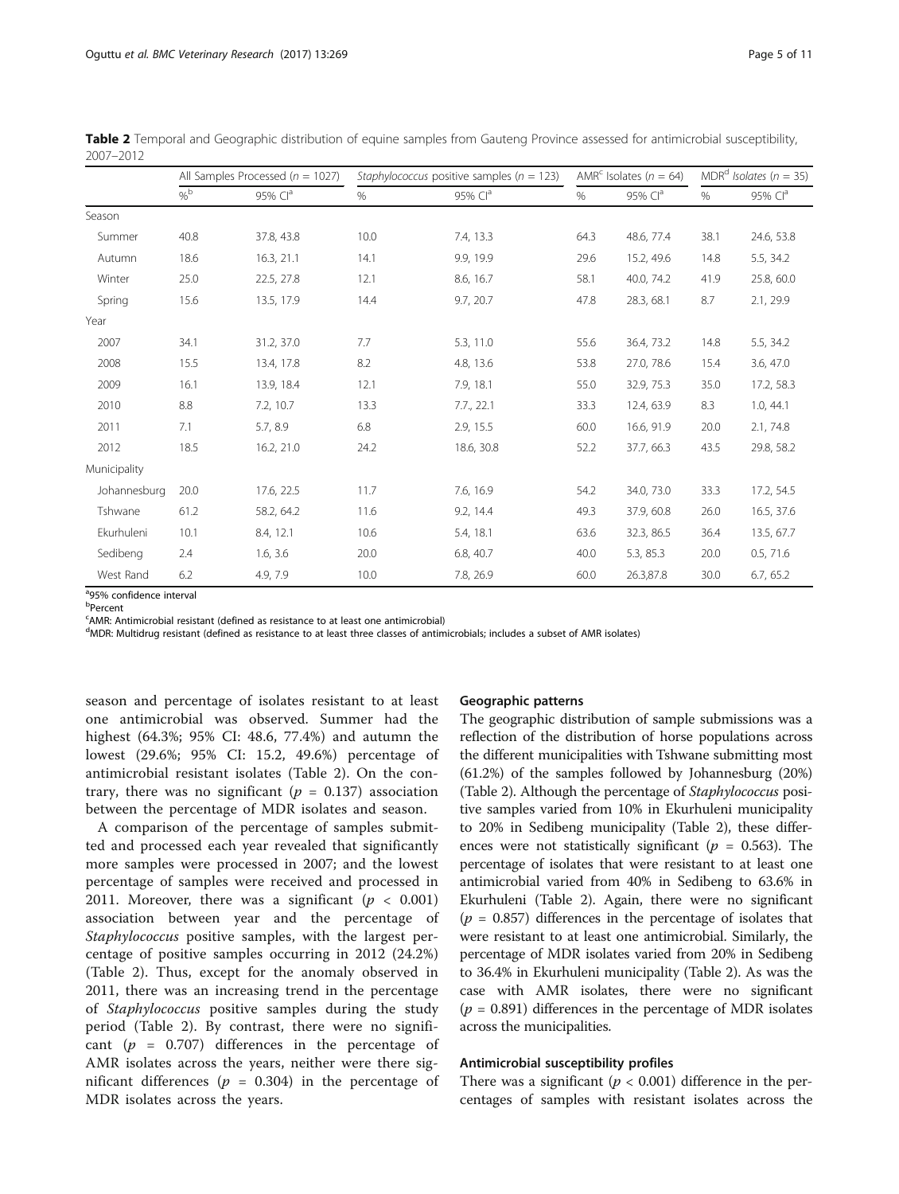**Table 2** Temporal and Geographic distribution of equine samples from Gauteng Province assessed for antimicrobial susceptibility, 2007–2012

| | All Samples Processed ($n$ = 1027) | | *Staphylococcus* positive samples ($n$ = 123) | | AMR[c] Isolates ($n$ = 64) | | MDR[d] *Isolates* ($n$ = 35) | |
|---|---|---|---|---|---|---|---|---|
| | %[b] | 95% CI[a] | % | 95% CI[a] | % | 95% CI[a] | % | 95% CI[a] |
| Season | | | | | | | | |
| Summer | 40.8 | 37.8, 43.8 | 10.0 | 7.4, 13.3 | 64.3 | 48.6, 77.4 | 38.1 | 24.6, 53.8 |
| Autumn | 18.6 | 16.3, 21.1 | 14.1 | 9.9, 19.9 | 29.6 | 15.2, 49.6 | 14.8 | 5.5, 34.2 |
| Winter | 25.0 | 22.5, 27.8 | 12.1 | 8.6, 16.7 | 58.1 | 40.0, 74.2 | 41.9 | 25.8, 60.0 |
| Spring | 15.6 | 13.5, 17.9 | 14.4 | 9.7, 20.7 | 47.8 | 28.3, 68.1 | 8.7 | 2.1, 29.9 |
| Year | | | | | | | | |
| 2007 | 34.1 | 31.2, 37.0 | 7.7 | 5.3, 11.0 | 55.6 | 36.4, 73.2 | 14.8 | 5.5, 34.2 |
| 2008 | 15.5 | 13.4, 17.8 | 8.2 | 4.8, 13.6 | 53.8 | 27.0, 78.6 | 15.4 | 3.6, 47.0 |
| 2009 | 16.1 | 13.9, 18.4 | 12.1 | 7.9, 18.1 | 55.0 | 32.9, 75.3 | 35.0 | 17.2, 58.3 |
| 2010 | 8.8 | 7.2, 10.7 | 13.3 | 7.7., 22.1 | 33.3 | 12.4, 63.9 | 8.3 | 1.0, 44.1 |
| 2011 | 7.1 | 5.7, 8.9 | 6.8 | 2.9, 15.5 | 60.0 | 16.6, 91.9 | 20.0 | 2.1, 74.8 |
| 2012 | 18.5 | 16.2, 21.0 | 24.2 | 18.6, 30.8 | 52.2 | 37.7, 66.3 | 43.5 | 29.8, 58.2 |
| Municipality | | | | | | | | |
| Johannesburg | 20.0 | 17.6, 22.5 | 11.7 | 7.6, 16.9 | 54.2 | 34.0, 73.0 | 33.3 | 17.2, 54.5 |
| Tshwane | 61.2 | 58.2, 64.2 | 11.6 | 9.2, 14.4 | 49.3 | 37.9, 60.8 | 26.0 | 16.5, 37.6 |
| Ekurhuleni | 10.1 | 8.4, 12.1 | 10.6 | 5.4, 18.1 | 63.6 | 32.3, 86.5 | 36.4 | 13.5, 67.7 |
| Sedibeng | 2.4 | 1.6, 3.6 | 20.0 | 6.8, 40.7 | 40.0 | 5.3, 85.3 | 20.0 | 0.5, 71.6 |
| West Rand | 6.2 | 4.9, 7.9 | 10.0 | 7.8, 26.9 | 60.0 | 26.3,87.8 | 30.0 | 6.7, 65.2 |

[a]95% confidence interval
[b]Percent
[c]AMR: Antimicrobial resistant (defined as resistance to at least one antimicrobial)
[d]MDR: Multidrug resistant (defined as resistance to at least three classes of antimicrobials; includes a subset of AMR isolates)

season and percentage of isolates resistant to at least one antimicrobial was observed. Summer had the highest (64.3%; 95% CI: 48.6, 77.4%) and autumn the lowest (29.6%; 95% CI: 15.2, 49.6%) percentage of antimicrobial resistant isolates (Table 2). On the contrary, there was no significant ($p$ = 0.137) association between the percentage of MDR isolates and season.

A comparison of the percentage of samples submitted and processed each year revealed that significantly more samples were processed in 2007; and the lowest percentage of samples were received and processed in 2011. Moreover, there was a significant ($p$ < 0.001) association between year and the percentage of *Staphylococcus* positive samples, with the largest percentage of positive samples occurring in 2012 (24.2%) (Table 2). Thus, except for the anomaly observed in 2011, there was an increasing trend in the percentage of *Staphylococcus* positive samples during the study period (Table 2). By contrast, there were no significant ($p$ = 0.707) differences in the percentage of AMR isolates across the years, neither were there significant differences ($p$ = 0.304) in the percentage of MDR isolates across the years.

#### Geographic patterns

The geographic distribution of sample submissions was a reflection of the distribution of horse populations across the different municipalities with Tshwane submitting most (61.2%) of the samples followed by Johannesburg (20%) (Table 2). Although the percentage of *Staphylococcus* positive samples varied from 10% in Ekurhuleni municipality to 20% in Sedibeng municipality (Table 2), these differences were not statistically significant ($p$ = 0.563). The percentage of isolates that were resistant to at least one antimicrobial varied from 40% in Sedibeng to 63.6% in Ekurhuleni (Table 2). Again, there were no significant ($p$ = 0.857) differences in the percentage of isolates that were resistant to at least one antimicrobial. Similarly, the percentage of MDR isolates varied from 20% in Sedibeng to 36.4% in Ekurhuleni municipality (Table 2). As was the case with AMR isolates, there were no significant ($p$ = 0.891) differences in the percentage of MDR isolates across the municipalities.

#### Antimicrobial susceptibility profiles

There was a significant ($p$ < 0.001) difference in the percentages of samples with resistant isolates across the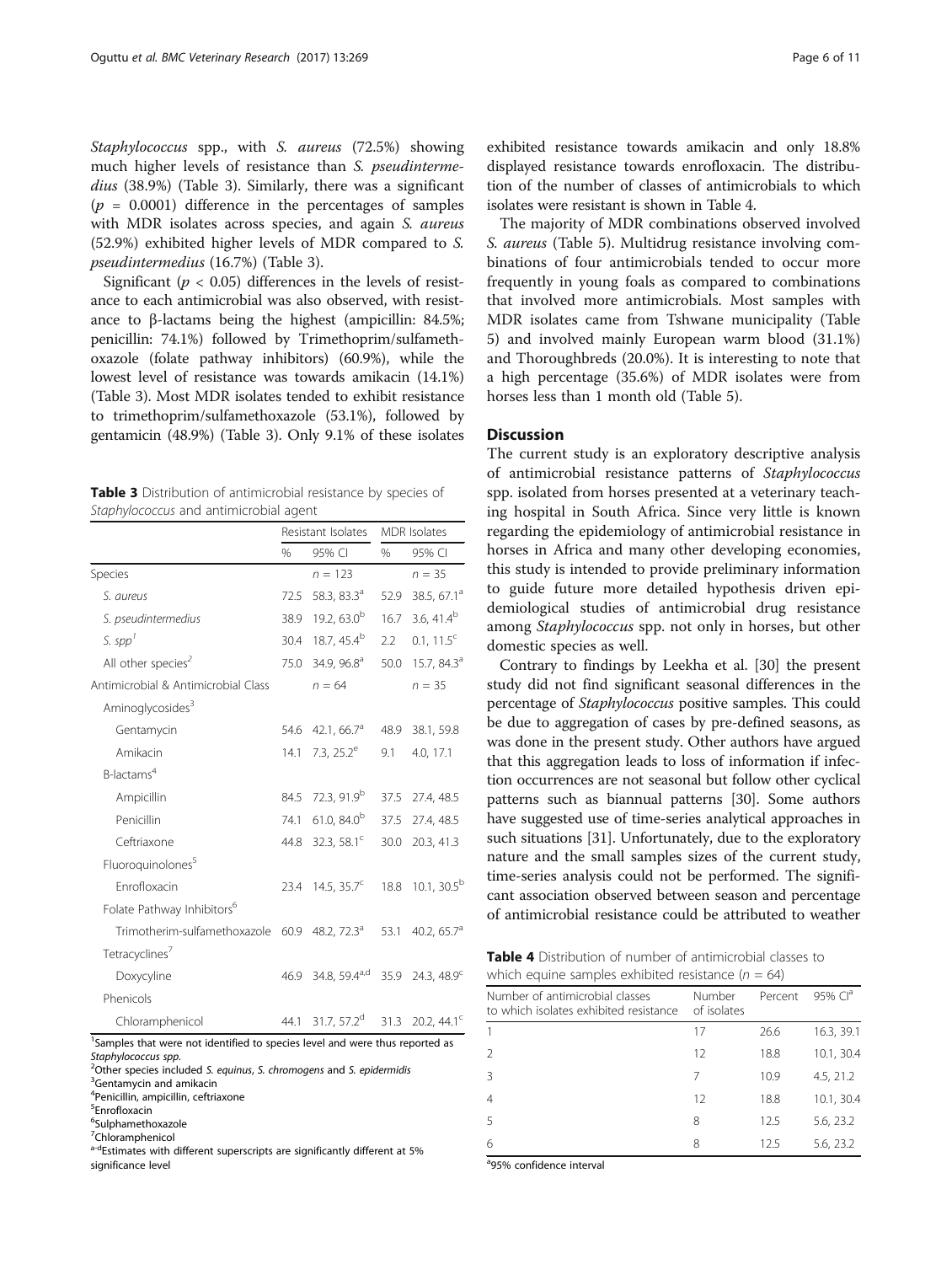*Staphylococcus* spp., with *S. aureus* (72.5%) showing much higher levels of resistance than *S. pseudintermedius* (38.9%) (Table 3). Similarly, there was a significant ($p$ = 0.0001) difference in the percentages of samples with MDR isolates across species, and again *S. aureus* (52.9%) exhibited higher levels of MDR compared to *S. pseudintermedius* (16.7%) (Table 3).

Significant ($p < 0.05$) differences in the levels of resistance to each antimicrobial was also observed, with resistance to β-lactams being the highest (ampicillin: 84.5%; penicillin: 74.1%) followed by Trimethoprim/sulfamethoxazole (folate pathway inhibitors) (60.9%), while the lowest level of resistance was towards amikacin (14.1%) (Table 3). Most MDR isolates tended to exhibit resistance to trimethoprim/sulfamethoxazole (53.1%), followed by gentamicin (48.9%) (Table 3). Only 9.1% of these isolates exhibited resistance towards amikacin and only 18.8% displayed resistance towards enrofloxacin. The distribution of the number of classes of antimicrobials to which isolates were resistant is shown in Table 4.

**Table 3** Distribution of antimicrobial resistance by species of *Staphylococcus* and antimicrobial agent

| | Resistant Isolates | | MDR Isolates | |
|---|---|---|---|---|
| | % | 95% CI | % | 95% CI |
| Species | | n = 123 | | n = 35 |
| *S. aureus* | 72.5 | 58.3, 83.3[a] | 52.9 | 38.5, 67.1[a] |
| *S. pseudintermedius* | 38.9 | 19.2, 63.0[b] | 16.7 | 3.6, 41.4[b] |
| *S. spp*[1] | 30.4 | 18.7, 45.4[b] | 2.2 | 0.1, 11.5[c] |
| All other species[2] | 75.0 | 34.9, 96.8[a] | 50.0 | 15.7, 84.3[a] |
| Antimicrobial & Antimicrobial Class | | n = 64 | | n = 35 |
| Aminoglycosides[3] | | | | |
| Gentamycin | 54.6 | 42.1, 66.7[a] | 48.9 | 38.1, 59.8 |
| Amikacin | 14.1 | 7.3, 25.2[e] | 9.1 | 4.0, 17.1 |
| B-lactams[4] | | | | |
| Ampicillin | 84.5 | 72.3, 91.9[b] | 37.5 | 27.4, 48.5 |
| Penicillin | 74.1 | 61.0, 84.0[b] | 37.5 | 27.4, 48.5 |
| Ceftriaxone | 44.8 | 32.3, 58.1[c] | 30.0 | 20.3, 41.3 |
| Fluoroquinolones[5] | | | | |
| Enrofloxacin | 23.4 | 14.5, 35.7[c] | 18.8 | 10.1, 30.5[b] |
| Folate Pathway Inhibitors[6] | | | | |
| Trimotherim-sulfamethoxazole | 60.9 | 48.2, 72.3[a] | 53.1 | 40.2, 65.7[a] |
| Tetracyclines[7] | | | | |
| Doxycyline | 46.9 | 34.8, 59.4[a,d] | 35.9 | 24.3, 48.9[c] |
| Phenicols | | | | |
| Chloramphenicol | 44.1 | 31.7, 57.2[d] | 31.3 | 20.2, 44.1[c] |

[1]Samples that were not identified to species level and were thus reported as *Staphylococcus spp.*
[2]Other species included *S. equinus*, *S. chromogens* and *S. epidermidis*
[3]Gentamycin and amikacin
[4]Penicillin, ampicillin, ceftriaxone
[5]Enrofloxacin
[6]Sulphamethoxazole
[7]Chloramphenicol
[a-d]Estimates with different superscripts are significantly different at 5% significance level

The majority of MDR combinations observed involved *S. aureus* (Table 5). Multidrug resistance involving combinations of four antimicrobials tended to occur more frequently in young foals as compared to combinations that involved more antimicrobials. Most samples with MDR isolates came from Tshwane municipality (Table 5) and involved mainly European warm blood (31.1%) and Thoroughbreds (20.0%). It is interesting to note that a high percentage (35.6%) of MDR isolates were from horses less than 1 month old (Table 5).

## Discussion

The current study is an exploratory descriptive analysis of antimicrobial resistance patterns of *Staphylococcus* spp. isolated from horses presented at a veterinary teaching hospital in South Africa. Since very little is known regarding the epidemiology of antimicrobial resistance in horses in Africa and many other developing economies, this study is intended to provide preliminary information to guide future more detailed hypothesis driven epidemiological studies of antimicrobial drug resistance among *Staphylococcus* spp. not only in horses, but other domestic species as well.

Contrary to findings by Leekha et al. [30] the present study did not find significant seasonal differences in the percentage of *Staphylococcus* positive samples. This could be due to aggregation of cases by pre-defined seasons, as was done in the present study. Other authors have argued that this aggregation leads to loss of information if infection occurrences are not seasonal but follow other cyclical patterns such as biannual patterns [30]. Some authors have suggested use of time-series analytical approaches in such situations [31]. Unfortunately, due to the exploratory nature and the small samples sizes of the current study, time-series analysis could not be performed. The significant association observed between season and percentage of antimicrobial resistance could be attributed to weather

**Table 4** Distribution of number of antimicrobial classes to which equine samples exhibited resistance (n = 64)

| Number of antimicrobial classes to which isolates exhibited resistance | Number of isolates | Percent | 95% CI[a] |
|---|---|---|---|
| 1 | 17 | 26.6 | 16.3, 39.1 |
| 2 | 12 | 18.8 | 10.1, 30.4 |
| 3 | 7 | 10.9 | 4.5, 21.2 |
| 4 | 12 | 18.8 | 10.1, 30.4 |
| 5 | 8 | 12.5 | 5.6, 23.2 |
| 6 | 8 | 12.5 | 5.6, 23.2 |

[a]95% confidence interval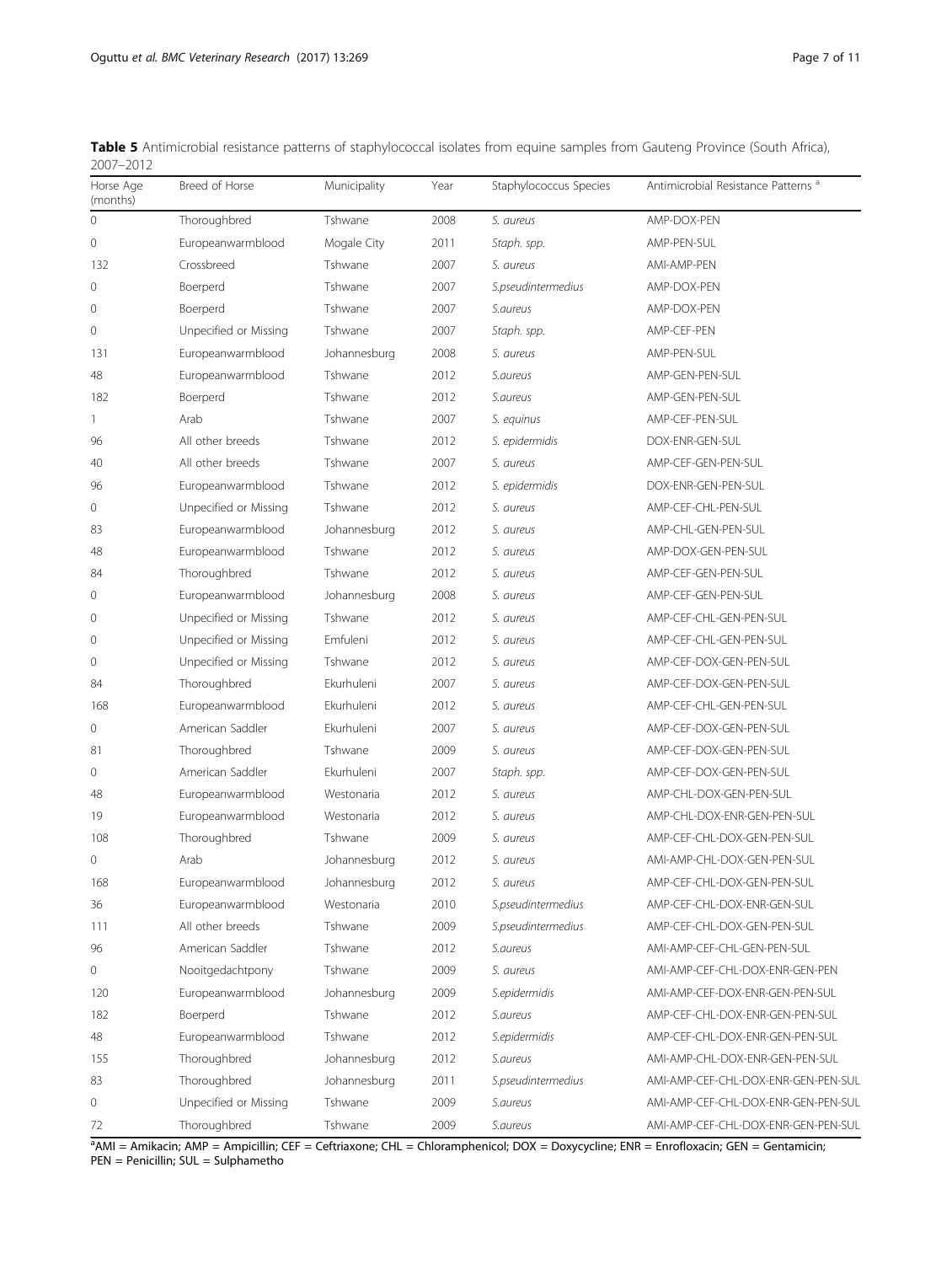**Table 5** Antimicrobial resistance patterns of staphylococcal isolates from equine samples from Gauteng Province (South Africa), 2007–2012

| Horse Age (months) | Breed of Horse | Municipality | Year | Staphylococcus Species | Antimicrobial Resistance Patterns [a] |
|---|---|---|---|---|---|
| 0 | Thoroughbred | Tshwane | 2008 | *S. aureus* | AMP-DOX-PEN |
| 0 | Europeanwarmblood | Mogale City | 2011 | *Staph. spp.* | AMP-PEN-SUL |
| 132 | Crossbreed | Tshwane | 2007 | *S. aureus* | AMI-AMP-PEN |
| 0 | Boerperd | Tshwane | 2007 | *S.pseudintermedius* | AMP-DOX-PEN |
| 0 | Boerperd | Tshwane | 2007 | *S.aureus* | AMP-DOX-PEN |
| 0 | Unpecified or Missing | Tshwane | 2007 | *Staph. spp.* | AMP-CEF-PEN |
| 131 | Europeanwarmblood | Johannesburg | 2008 | *S. aureus* | AMP-PEN-SUL |
| 48 | Europeanwarmblood | Tshwane | 2012 | *S.aureus* | AMP-GEN-PEN-SUL |
| 182 | Boerperd | Tshwane | 2012 | *S.aureus* | AMP-GEN-PEN-SUL |
| 1 | Arab | Tshwane | 2007 | *S. equinus* | AMP-CEF-PEN-SUL |
| 96 | All other breeds | Tshwane | 2012 | *S. epidermidis* | DOX-ENR-GEN-SUL |
| 40 | All other breeds | Tshwane | 2007 | *S. aureus* | AMP-CEF-GEN-PEN-SUL |
| 96 | Europeanwarmblood | Tshwane | 2012 | *S. epidermidis* | DOX-ENR-GEN-PEN-SUL |
| 0 | Unpecified or Missing | Tshwane | 2012 | *S. aureus* | AMP-CEF-CHL-PEN-SUL |
| 83 | Europeanwarmblood | Johannesburg | 2012 | *S. aureus* | AMP-CHL-GEN-PEN-SUL |
| 48 | Europeanwarmblood | Tshwane | 2012 | *S. aureus* | AMP-DOX-GEN-PEN-SUL |
| 84 | Thoroughbred | Tshwane | 2012 | *S. aureus* | AMP-CEF-GEN-PEN-SUL |
| 0 | Europeanwarmblood | Johannesburg | 2008 | *S. aureus* | AMP-CEF-GEN-PEN-SUL |
| 0 | Unpecified or Missing | Tshwane | 2012 | *S. aureus* | AMP-CEF-CHL-GEN-PEN-SUL |
| 0 | Unpecified or Missing | Emfuleni | 2012 | *S. aureus* | AMP-CEF-CHL-GEN-PEN-SUL |
| 0 | Unpecified or Missing | Tshwane | 2012 | *S. aureus* | AMP-CEF-DOX-GEN-PEN-SUL |
| 84 | Thoroughbred | Ekurhuleni | 2007 | *S. aureus* | AMP-CEF-DOX-GEN-PEN-SUL |
| 168 | Europeanwarmblood | Ekurhuleni | 2012 | *S. aureus* | AMP-CEF-CHL-GEN-PEN-SUL |
| 0 | American Saddler | Ekurhuleni | 2007 | *S. aureus* | AMP-CEF-DOX-GEN-PEN-SUL |
| 81 | Thoroughbred | Tshwane | 2009 | *S. aureus* | AMP-CEF-DOX-GEN-PEN-SUL |
| 0 | American Saddler | Ekurhuleni | 2007 | *Staph. spp.* | AMP-CEF-DOX-GEN-PEN-SUL |
| 48 | Europeanwarmblood | Westonaria | 2012 | *S. aureus* | AMP-CHL-DOX-GEN-PEN-SUL |
| 19 | Europeanwarmblood | Westonaria | 2012 | *S. aureus* | AMP-CHL-DOX-ENR-GEN-PEN-SUL |
| 108 | Thoroughbred | Tshwane | 2009 | *S. aureus* | AMP-CEF-CHL-DOX-GEN-PEN-SUL |
| 0 | Arab | Johannesburg | 2012 | *S. aureus* | AMI-AMP-CHL-DOX-GEN-PEN-SUL |
| 168 | Europeanwarmblood | Johannesburg | 2012 | *S. aureus* | AMP-CEF-CHL-DOX-GEN-PEN-SUL |
| 36 | Europeanwarmblood | Westonaria | 2010 | *S.pseudintermedius* | AMP-CEF-CHL-DOX-ENR-GEN-SUL |
| 111 | All other breeds | Tshwane | 2009 | *S.pseudintermedius* | AMP-CEF-CHL-DOX-GEN-PEN-SUL |
| 96 | American Saddler | Tshwane | 2012 | *S.aureus* | AMI-AMP-CEF-CHL-GEN-PEN-SUL |
| 0 | Nooitgedachtpony | Tshwane | 2009 | *S. aureus* | AMI-AMP-CEF-CHL-DOX-ENR-GEN-PEN |
| 120 | Europeanwarmblood | Johannesburg | 2009 | *S.epidermidis* | AMI-AMP-CEF-DOX-ENR-GEN-PEN-SUL |
| 182 | Boerperd | Tshwane | 2012 | *S.aureus* | AMP-CEF-CHL-DOX-ENR-GEN-PEN-SUL |
| 48 | Europeanwarmblood | Tshwane | 2012 | *S.epidermidis* | AMP-CEF-CHL-DOX-ENR-GEN-PEN-SUL |
| 155 | Thoroughbred | Johannesburg | 2012 | *S.aureus* | AMI-AMP-CHL-DOX-ENR-GEN-PEN-SUL |
| 83 | Thoroughbred | Johannesburg | 2011 | *S.pseudintermedius* | AMI-AMP-CEF-CHL-DOX-ENR-GEN-PEN-SUL |
| 0 | Unpecified or Missing | Tshwane | 2009 | *S.aureus* | AMI-AMP-CEF-CHL-DOX-ENR-GEN-PEN-SUL |
| 72 | Thoroughbred | Tshwane | 2009 | *S.aureus* | AMI-AMP-CEF-CHL-DOX-ENR-GEN-PEN-SUL |

[a]AMI = Amikacin; AMP = Ampicillin; CEF = Ceftriaxone; CHL = Chloramphenicol; DOX = Doxycycline; ENR = Enrofloxacin; GEN = Gentamicin; PEN = Penicillin; SUL = Sulphametho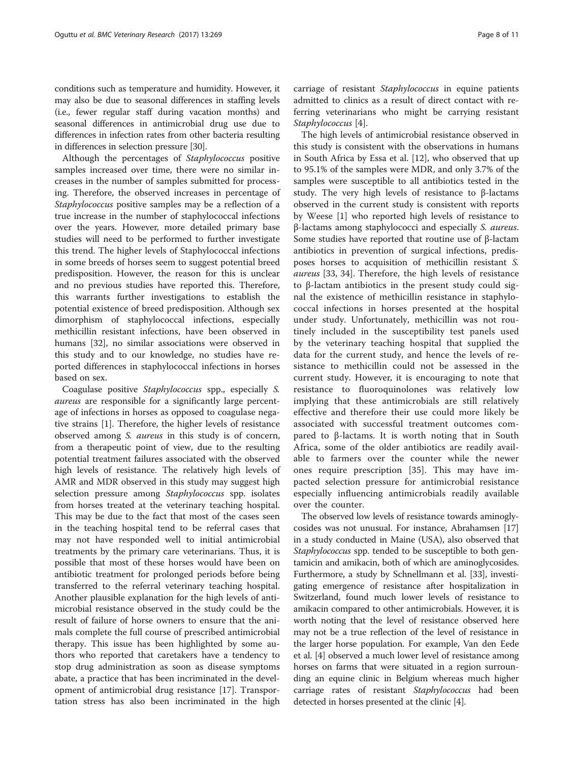conditions such as temperature and humidity. However, it may also be due to seasonal differences in staffing levels (i.e., fewer regular staff during vacation months) and seasonal differences in antimicrobial drug use due to differences in infection rates from other bacteria resulting in differences in selection pressure [30].

Although the percentages of *Staphylococcus* positive samples increased over time, there were no similar increases in the number of samples submitted for processing. Therefore, the observed increases in percentage of *Staphylococcus* positive samples may be a reflection of a true increase in the number of staphylococcal infections over the years. However, more detailed primary base studies will need to be performed to further investigate this trend. The higher levels of Staphylococcal infections in some breeds of horses seem to suggest potential breed predisposition. However, the reason for this is unclear and no previous studies have reported this. Therefore, this warrants further investigations to establish the potential existence of breed predisposition. Although sex dimorphism of staphylococcal infections, especially methicillin resistant infections, have been observed in humans [32], no similar associations were observed in this study and to our knowledge, no studies have reported differences in staphylococcal infections in horses based on sex.

Coagulase positive *Staphylococcus* spp., especially *S. aureus* are responsible for a significantly large percentage of infections in horses as opposed to coagulase negative strains [1]. Therefore, the higher levels of resistance observed among *S. aureus* in this study is of concern, from a therapeutic point of view, due to the resulting potential treatment failures associated with the observed high levels of resistance. The relatively high levels of AMR and MDR observed in this study may suggest high selection pressure among *Staphylococcus* spp. isolates from horses treated at the veterinary teaching hospital. This may be due to the fact that most of the cases seen in the teaching hospital tend to be referral cases that may not have responded well to initial antimicrobial treatments by the primary care veterinarians. Thus, it is possible that most of these horses would have been on antibiotic treatment for prolonged periods before being transferred to the referral veterinary teaching hospital. Another plausible explanation for the high levels of antimicrobial resistance observed in the study could be the result of failure of horse owners to ensure that the animals complete the full course of prescribed antimicrobial therapy. This issue has been highlighted by some authors who reported that caretakers have a tendency to stop drug administration as soon as disease symptoms abate, a practice that has been incriminated in the development of antimicrobial drug resistance [17]. Transportation stress has also been incriminated in the high carriage of resistant *Staphylococcus* in equine patients admitted to clinics as a result of direct contact with referring veterinarians who might be carrying resistant *Staphylococcus* [4].

The high levels of antimicrobial resistance observed in this study is consistent with the observations in humans in South Africa by Essa et al. [12], who observed that up to 95.1% of the samples were MDR, and only 3.7% of the samples were susceptible to all antibiotics tested in the study. The very high levels of resistance to β-lactams observed in the current study is consistent with reports by Weese [1] who reported high levels of resistance to β-lactams among staphylococci and especially *S. aureus*. Some studies have reported that routine use of β-lactam antibiotics in prevention of surgical infections, predisposes horses to acquisition of methicillin resistant *S. aureus* [33, 34]. Therefore, the high levels of resistance to β-lactam antibiotics in the present study could signal the existence of methicillin resistance in staphylococcal infections in horses presented at the hospital under study. Unfortunately, methicillin was not routinely included in the susceptibility test panels used by the veterinary teaching hospital that supplied the data for the current study, and hence the levels of resistance to methicillin could not be assessed in the current study. However, it is encouraging to note that resistance to fluoroquinolones was relatively low implying that these antimicrobials are still relatively effective and therefore their use could more likely be associated with successful treatment outcomes compared to β-lactams. It is worth noting that in South Africa, some of the older antibiotics are readily available to farmers over the counter while the newer ones require prescription [35]. This may have impacted selection pressure for antimicrobial resistance especially influencing antimicrobials readily available over the counter.

The observed low levels of resistance towards aminoglycosides was not unusual. For instance, Abrahamsen [17] in a study conducted in Maine (USA), also observed that *Staphylococcus* spp. tended to be susceptible to both gentamicin and amikacin, both of which are aminoglycosides. Furthermore, a study by Schnellmann et al. [33], investigating emergence of resistance after hospitalization in Switzerland, found much lower levels of resistance to amikacin compared to other antimicrobials. However, it is worth noting that the level of resistance observed here may not be a true reflection of the level of resistance in the larger horse population. For example, Van den Eede et al. [4] observed a much lower level of resistance among horses on farms that were situated in a region surrounding an equine clinic in Belgium whereas much higher carriage rates of resistant *Staphylococcus* had been detected in horses presented at the clinic [4].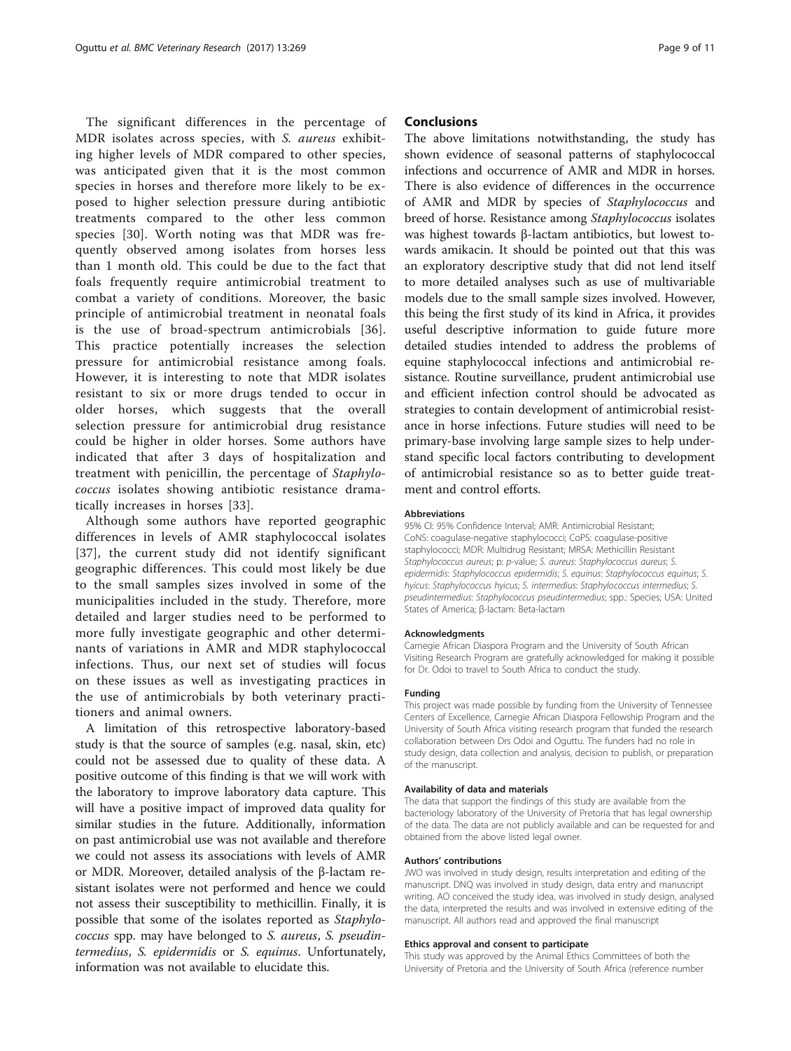The significant differences in the percentage of MDR isolates across species, with *S. aureus* exhibiting higher levels of MDR compared to other species, was anticipated given that it is the most common species in horses and therefore more likely to be exposed to higher selection pressure during antibiotic treatments compared to the other less common species [30]. Worth noting was that MDR was frequently observed among isolates from horses less than 1 month old. This could be due to the fact that foals frequently require antimicrobial treatment to combat a variety of conditions. Moreover, the basic principle of antimicrobial treatment in neonatal foals is the use of broad-spectrum antimicrobials [36]. This practice potentially increases the selection pressure for antimicrobial resistance among foals. However, it is interesting to note that MDR isolates resistant to six or more drugs tended to occur in older horses, which suggests that the overall selection pressure for antimicrobial drug resistance could be higher in older horses. Some authors have indicated that after 3 days of hospitalization and treatment with penicillin, the percentage of *Staphylococcus* isolates showing antibiotic resistance dramatically increases in horses [33].

Although some authors have reported geographic differences in levels of AMR staphylococcal isolates [37], the current study did not identify significant geographic differences. This could most likely be due to the small samples sizes involved in some of the municipalities included in the study. Therefore, more detailed and larger studies need to be performed to more fully investigate geographic and other determinants of variations in AMR and MDR staphylococcal infections. Thus, our next set of studies will focus on these issues as well as investigating practices in the use of antimicrobials by both veterinary practitioners and animal owners.

A limitation of this retrospective laboratory-based study is that the source of samples (e.g. nasal, skin, etc) could not be assessed due to quality of these data. A positive outcome of this finding is that we will work with the laboratory to improve laboratory data capture. This will have a positive impact of improved data quality for similar studies in the future. Additionally, information on past antimicrobial use was not available and therefore we could not assess its associations with levels of AMR or MDR. Moreover, detailed analysis of the β-lactam resistant isolates were not performed and hence we could not assess their susceptibility to methicillin. Finally, it is possible that some of the isolates reported as *Staphylococcus* spp. may have belonged to *S. aureus*, *S. pseudintermedius*, *S. epidermidis* or *S. equinus*. Unfortunately, information was not available to elucidate this.

## Conclusions

The above limitations notwithstanding, the study has shown evidence of seasonal patterns of staphylococcal infections and occurrence of AMR and MDR in horses. There is also evidence of differences in the occurrence of AMR and MDR by species of *Staphylococcus* and breed of horse. Resistance among *Staphylococcus* isolates was highest towards β-lactam antibiotics, but lowest towards amikacin. It should be pointed out that this was an exploratory descriptive study that did not lend itself to more detailed analyses such as use of multivariable models due to the small sample sizes involved. However, this being the first study of its kind in Africa, it provides useful descriptive information to guide future more detailed studies intended to address the problems of equine staphylococcal infections and antimicrobial resistance. Routine surveillance, prudent antimicrobial use and efficient infection control should be advocated as strategies to contain development of antimicrobial resistance in horse infections. Future studies will need to be primary-base involving large sample sizes to help understand specific local factors contributing to development of antimicrobial resistance so as to better guide treatment and control efforts.

#### Abbreviations

95% CI: 95% Confidence Interval; AMR: Antimicrobial Resistant; CoNS: coagulase-negative staphylococci; CoPS: coagulase-positive staphylococci; MDR: Multidrug Resistant; MRSA: Methicillin Resistant *Staphylococcus aureus*; p: *p*-value; *S. aureus*: *Staphylococcus aureus*; *S. epidermidis*: *Staphylococcus epidermidis*; *S. equinus*: *Staphylococcus equinus*; *S. hyicus*: *Staphylococcus hyicus*; *S. intermedius*: *Staphylococcus intermedius*; *S. pseudintermedius*: *Staphylococcus pseudintermedius*; spp.: Species; USA: United States of America; β-lactam: Beta-lactam

#### Acknowledgments

Carnegie African Diaspora Program and the University of South African Visiting Research Program are gratefully acknowledged for making it possible for Dr. Odoi to travel to South Africa to conduct the study.

#### Funding

This project was made possible by funding from the University of Tennessee Centers of Excellence, Carnegie African Diaspora Fellowship Program and the University of South Africa visiting research program that funded the research collaboration between Drs Odoi and Oguttu. The funders had no role in study design, data collection and analysis, decision to publish, or preparation of the manuscript.

#### Availability of data and materials

The data that support the findings of this study are available from the bacteriology laboratory of the University of Pretoria that has legal ownership of the data. The data are not publicly available and can be requested for and obtained from the above listed legal owner.

#### Authors' contributions

JWO was involved in study design, results interpretation and editing of the manuscript. DNQ was involved in study design, data entry and manuscript writing. AO conceived the study idea, was involved in study design, analysed the data, interpreted the results and was involved in extensive editing of the manuscript. All authors read and approved the final manuscript

#### Ethics approval and consent to participate

This study was approved by the Animal Ethics Committees of both the University of Pretoria and the University of South Africa (reference number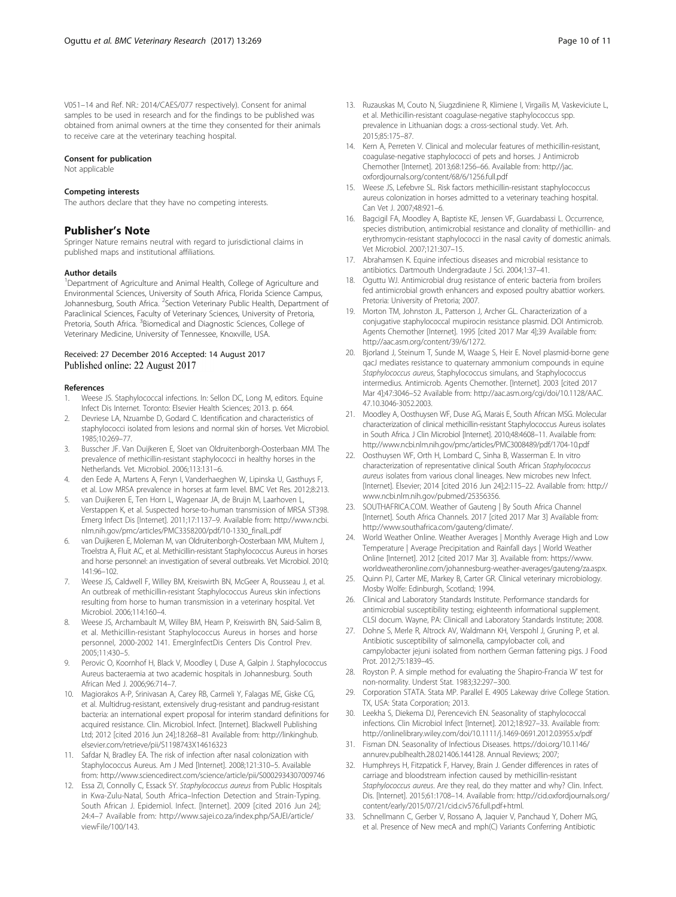V051–14 and Ref. NR.: 2014/CAES/077 respectively). Consent for animal samples to be used in research and for the findings to be published was obtained from animal owners at the time they consented for their animals to receive care at the veterinary teaching hospital.

#### Consent for publication

Not applicable

#### Competing interests

The authors declare that they have no competing interests.

## Publisher's Note

Springer Nature remains neutral with regard to jurisdictional claims in published maps and institutional affiliations.

#### Author details

[1]Department of Agriculture and Animal Health, College of Agriculture and Environmental Sciences, University of South Africa, Florida Science Campus, Johannesburg, South Africa. [2]Section Veterinary Public Health, Department of Paraclinical Sciences, Faculty of Veterinary Sciences, University of Pretoria, Pretoria, South Africa. [3]Biomedical and Diagnostic Sciences, College of Veterinary Medicine, University of Tennessee, Knoxville, USA.

Received: 27 December 2016 Accepted: 14 August 2017
Published online: 22 August 2017

#### References

1. Weese JS. Staphylococcal infections. In: Sellon DC, Long M, editors. Equine Infect Dis Internet. Toronto: Elsevier Health Sciences; 2013. p. 664.
2. Devriese LA, Nzuambe D, Godard C. Identification and characteristics of staphylococci isolated from lesions and normal skin of horses. Vet Microbiol. 1985;10:269–77.
3. Busscher JF. Van Duijkeren E, Sloet van Oldruitenborgh-Oosterbaan MM. The prevalence of methicillin-resistant staphylococci in healthy horses in the Netherlands. Vet. Microbiol. 2006;113:131–6.
4. den Eede A, Martens A, Feryn I, Vanderhaeghen W, Lipinska U, Gasthuys F, et al. Low MRSA prevalence in horses at farm level. BMC Vet Res. 2012;8:213.
5. van Duijkeren E, Ten Horn L, Wagenaar JA, de Bruijn M, Laarhoven L, Verstappen K, et al. Suspected horse-to-human transmission of MRSA ST398. Emerg Infect Dis [Internet]. 2011;17:1137–9. Available from: http://www.ncbi.nlm.nih.gov/pmc/articles/PMC3358200/pdf/10-1330_finalL.pdf
6. van Duijkeren E, Moleman M, van Oldruitenborgh-Oosterbaan MM, Multem J, Troelstra A, Fluit AC, et al. Methicillin-resistant Staphylococcus Aureus in horses and horse personnel: an investigation of several outbreaks. Vet Microbiol. 2010; 141:96–102.
7. Weese JS, Caldwell F, Willey BM, Kreiswirth BN, McGeer A, Rousseau J, et al. An outbreak of methicillin-resistant Staphylococcus Aureus skin infections resulting from horse to human transmission in a veterinary hospital. Vet Microbiol. 2006;114:160–4.
8. Weese JS, Archambault M, Willey BM, Hearn P, Kreiswirth BN, Said-Salim B, et al. Methicillin-resistant Staphylococcus Aureus in horses and horse personnel, 2000-2002 141. EmergInfectDis Centers Dis Control Prev. 2005;11:430–5.
9. Perovic O, Koornhof H, Black V, Moodley I, Duse A, Galpin J. Staphylococcus Aureus bacteraemia at two academic hospitals in Johannesburg. South African Med J. 2006;96:714–7.
10. Magiorakos A-P, Srinivasan A, Carey RB, Carmeli Y, Falagas ME, Giske CG, et al. Multidrug-resistant, extensively drug-resistant and pandrug-resistant bacteria: an international expert proposal for interim standard definitions for acquired resistance. Clin. Microbiol. Infect. [Internet]. Blackwell Publishing Ltd; 2012 [cited 2016 Jun 24];18:268–81 Available from: http://linkinghub.elsevier.com/retrieve/pii/S1198743X14616323
11. Safdar N, Bradley EA. The risk of infection after nasal colonization with Staphylococcus Aureus. Am J Med [Internet]. 2008;121:310–5. Available from: http://www.sciencedirect.com/science/article/pii/S0002934307009746
12. Essa ZI, Connolly C, Essack SY. *Staphylococcus aureus* from Public Hospitals in Kwa-Zulu-Natal, South Africa–Infection Detection and Strain-Typing. South African J. Epidemiol. Infect. [Internet]. 2009 [cited 2016 Jun 24]; 24:4–7 Available from: http://www.sajei.co.za/index.php/SAJEI/article/viewFile/100/143.
13. Ruzauskas M, Couto N, Siugzdiniene R, Klimiene I, Virgailis M, Vaskeviciute L, et al. Methicillin-resistant coagulase-negative staphylococcus spp. prevalence in Lithuanian dogs: a cross-sectional study. Vet. Arh. 2015;85:175–87.
14. Kern A, Perreten V. Clinical and molecular features of methicillin-resistant, coagulase-negative staphylococci of pets and horses. J Antimicrob Chemother [Internet]. 2013;68:1256–66. Available from: http://jac.oxfordjournals.org/content/68/6/1256.full.pdf
15. Weese JS, Lefebvre SL. Risk factors methicillin-resistant staphylococcus aureus colonization in horses admitted to a veterinary teaching hospital. Can Vet J. 2007;48:921–6.
16. Bagcigil FA, Moodley A, Baptiste KE, Jensen VF, Guardabassi L. Occurrence, species distribution, antimicrobial resistance and clonality of methicillin- and erythromycin-resistant staphylococci in the nasal cavity of domestic animals. Vet Microbiol. 2007;121:307–15.
17. Abrahamsen K. Equine infectious diseases and microbial resistance to antibiotics. Dartmouth Undergradaute J Sci. 2004;1:37–41.
18. Oguttu WJ. Antimicrobial drug resistance of enteric bacteria from broilers fed antimicrobial growth enhancers and exposed poultry abattior workers. Pretoria: University of Pretoria; 2007.
19. Morton TM, Johnston JL, Patterson J, Archer GL. Characterization of a conjugative staphylococcal mupirocin resistance plasmid. DOI Antimicrob. Agents Chemother [Internet]. 1995 [cited 2017 Mar 4];39 Available from: http://aac.asm.org/content/39/6/1272.
20. Bjorland J, Steinum T, Sunde M, Waage S, Heir E. Novel plasmid-borne gene qacJ mediates resistance to quaternary ammonium compounds in equine *Staphylococcus aureus*, Staphylococcus simulans, and Staphylococcus intermedius. Antimicrob. Agents Chemother. [Internet]. 2003 [cited 2017 Mar 4];47:3046–52 Available from: http://aac.asm.org/cgi/doi/10.1128/AAC.47.10.3046-3052.2003.
21. Moodley A, Oosthuysen WF, Duse AG, Marais E, South African MSG. Molecular characterization of clinical methicillin-resistant Staphylococcus Aureus isolates in South Africa. J Clin Microbiol [Internet]. 2010;48:4608–11. Available from: http://www.ncbi.nlm.nih.gov/pmc/articles/PMC3008489/pdf/1704-10.pdf
22. Oosthuysen WF, Orth H, Lombard C, Sinha B, Wasserman E. In vitro characterization of representative clinical South African *Staphylococcus aureus* isolates from various clonal lineages. New microbes new Infect. [Internet]. Elsevier; 2014 [cited 2016 Jun 24];2:115–22. Available from: http://www.ncbi.nlm.nih.gov/pubmed/25356356.
23. SOUTHAFRICA.COM. Weather of Gauteng | By South Africa Channel [Internet]. South Africa Channels. 2017 [cited 2017 Mar 3] Available from: http://www.southafrica.com/gauteng/climate/.
24. World Weather Online. Weather Averages | Monthly Average High and Low Temperature | Average Precipitation and Rainfall days | World Weather Online [Internet]. 2012 [cited 2017 Mar 3]. Available from: https://www.worldweatheronline.com/johannesburg-weather-averages/gauteng/za.aspx.
25. Quinn PJ, Carter ME, Markey B, Carter GR. Clinical veterinary microbiology. Mosby Wolfe: Edinburgh, Scotland; 1994.
26. Clinical and Laboratory Standards Institute. Performance standards for antimicrobial susceptibility testing; eighteenth informational supplement. CLSI docum. Wayne, PA: Clinicall and Laboratory Standards Institute; 2008.
27. Dohne S, Merle R, Altrock AV, Waldmann KH, Verspohl J, Gruning P, et al. Antibiotic susceptibility of salmonella, campylobacter coli, and campylobacter jejuni isolated from northern German fattening pigs. J Food Prot. 2012;75:1839–45.
28. Royston P. A simple method for evaluating the Shapiro-Francia W' test for non-normality. Underst Stat. 1983;32:297–300.
29. Corporation STATA. Stata MP. Parallel E. 4905 Lakeway drive College Station. TX, USA: Stata Corporation; 2013.
30. Leekha S, Diekema DJ, Perencevich EN. Seasonality of staphylococcal infections. Clin Microbiol Infect [Internet]. 2012;18:927–33. Available from: http://onlinelibrary.wiley.com/doi/10.1111/j.1469-0691.2012.03955.x/pdf
31. Fisman DN. Seasonality of Infectious Diseases. https://doi.org/10.1146/annurev.publhealth.28.021406.144128. Annual Reviews; 2007;
32. Humphreys H, Fitzpatick F, Harvey, Brain J. Gender differences in rates of carriage and bloodstream infection caused by methicillin-resistant *Staphylococcus aureus*. Are they real, do they matter and why? Clin. Infect. Dis. [Internet]. 2015;61:1708–14. Available from: http://cid.oxfordjournals.org/content/early/2015/07/21/cid.civ576.full.pdf+html.
33. Schnellmann C, Gerber V, Rossano A, Jaquier V, Panchaud Y, Doherr MG, et al. Presence of New mecA and mph(C) Variants Conferring Antibiotic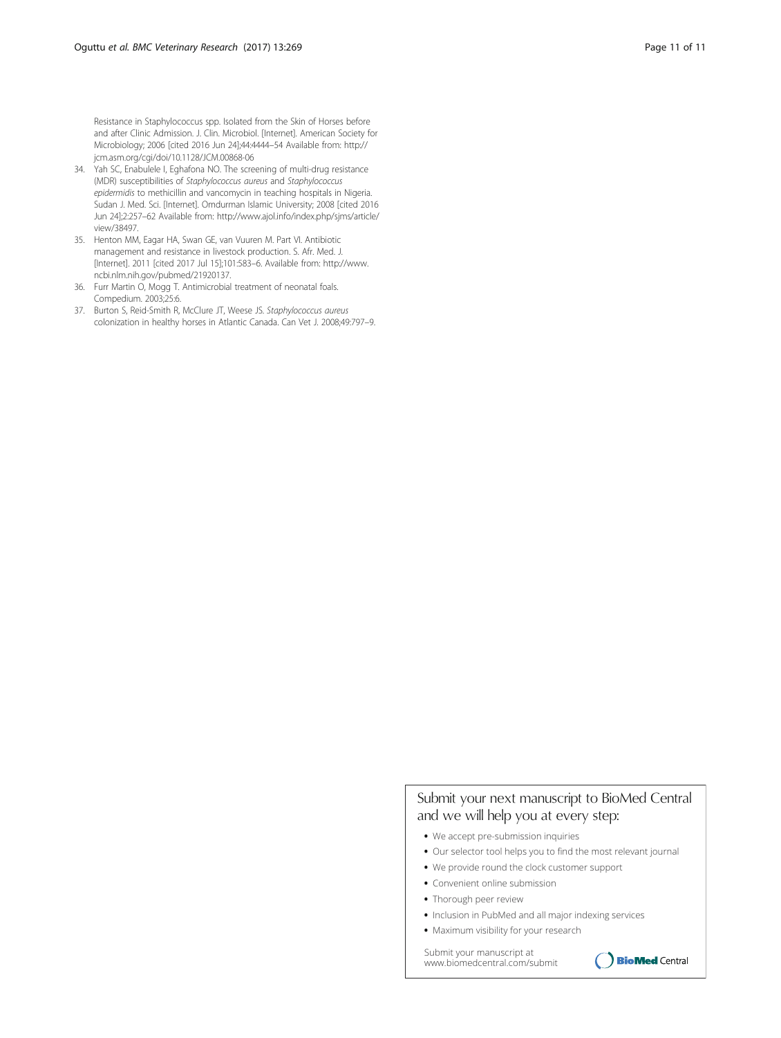Resistance in Staphylococcus spp. Isolated from the Skin of Horses before and after Clinic Admission. J. Clin. Microbiol. [Internet]. American Society for Microbiology; 2006 [cited 2016 Jun 24];44:4444–54 Available from: http://jcm.asm.org/cgi/doi/10.1128/JCM.00868-06

34. Yah SC, Enabulele I, Eghafona NO. The screening of multi-drug resistance (MDR) susceptibilities of *Staphylococcus aureus* and *Staphylococcus epidermidis* to methicillin and vancomycin in teaching hospitals in Nigeria. Sudan J. Med. Sci. [Internet]. Omdurman Islamic University; 2008 [cited 2016 Jun 24];2:257–62 Available from: http://www.ajol.info/index.php/sjms/article/view/38497.
35. Henton MM, Eagar HA, Swan GE, van Vuuren M. Part VI. Antibiotic management and resistance in livestock production. S. Afr. Med. J. [Internet]. 2011 [cited 2017 Jul 15];101:583–6. Available from: http://www.ncbi.nlm.nih.gov/pubmed/21920137.
36. Furr Martin O, Mogg T. Antimicrobial treatment of neonatal foals. Compedium. 2003;25:6.
37. Burton S, Reid-Smith R, McClure JT, Weese JS. *Staphylococcus aureus* colonization in healthy horses in Atlantic Canada. Can Vet J. 2008;49:797–9.

Submit your next manuscript to BioMed Central and we will help you at every step:

- We accept pre-submission inquiries
- Our selector tool helps you to find the most relevant journal
- We provide round the clock customer support
- Convenient online submission
- Thorough peer review
- Inclusion in PubMed and all major indexing services
- Maximum visibility for your research

Submit your manuscript at www.biomedcentral.com/submit

BioMed Central